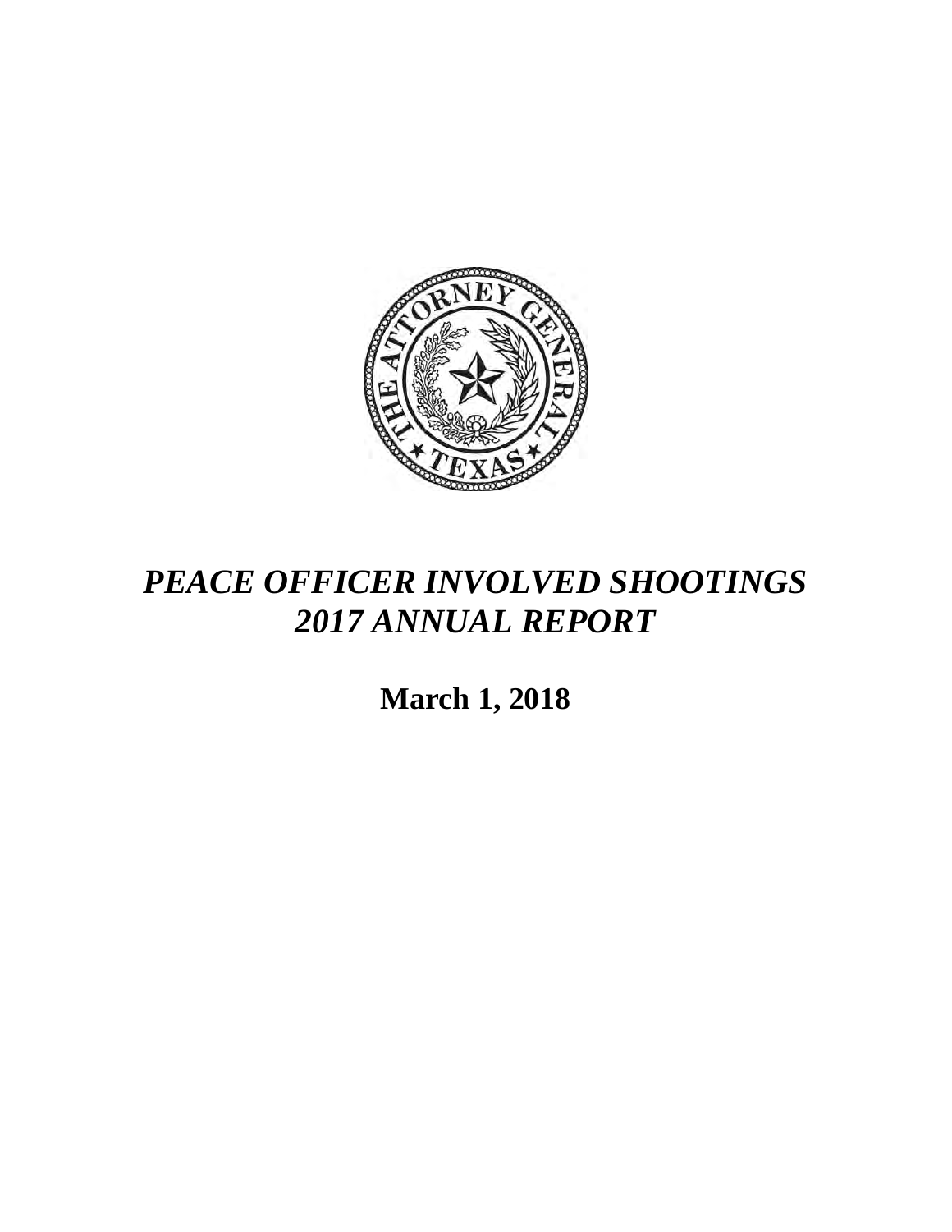# *PEACE OFFICER INVOLVED SHOOTINGS 2017 ANNUAL REPORT*

**March 1, 2018**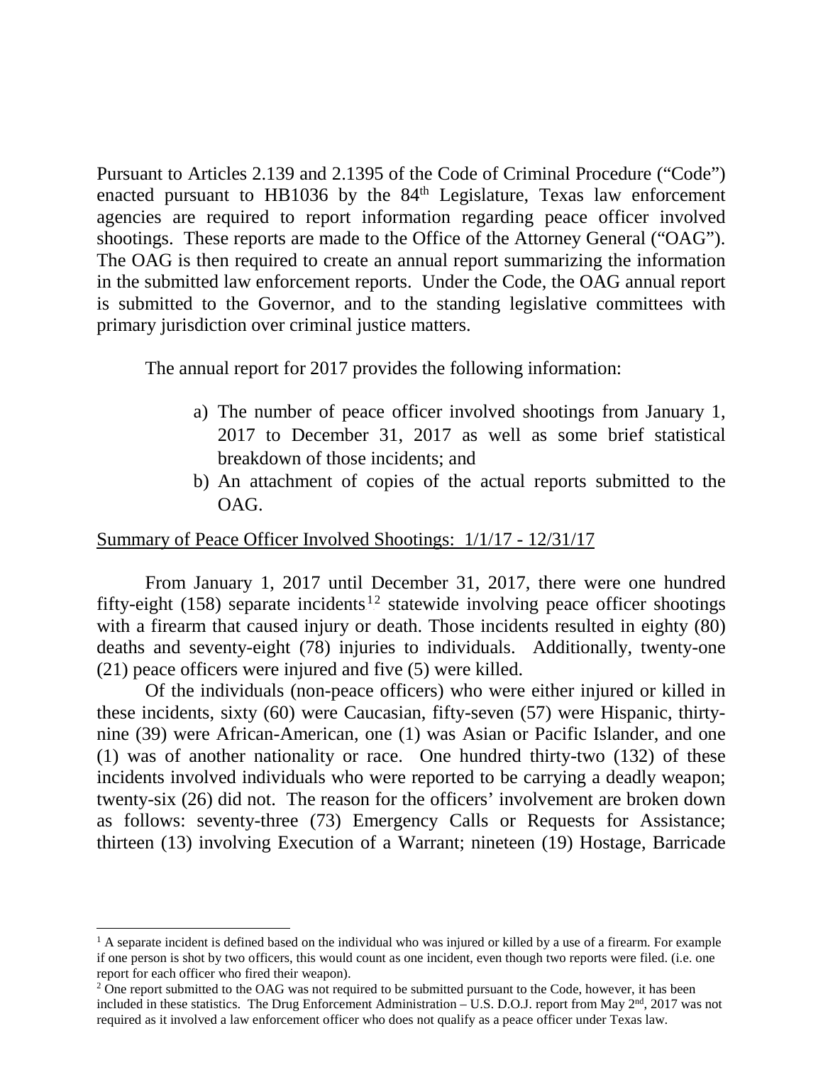Pursuant to Articles 2.139 and 2.1395 of the Code of Criminal Procedure ("Code") enacted pursuant to HB1036 by the 84th Legislature, Texas law enforcement agencies are required to report information regarding peace officer involved shootings. These reports are made to the Office of the Attorney General ("OAG"). The OAG is then required to create an annual report summarizing the information in the submitted law enforcement reports. Under the Code, the OAG annual report is submitted to the Governor, and to the standing legislative committees with primary jurisdiction over criminal justice matters.

The annual report for 2017 provides the following information:

a) The number of peace officer involved shootings from January 1, 2017 to December 31, 2017 as well as some brief statistical breakdown of those incidents; and
b) An attachment of copies of the actual reports submitted to the OAG.

Summary of Peace Officer Involved Shootings: 1/1/17 - 12/31/17

From January 1, 2017 until December 31, 2017, there were one hundred fifty-eight (158) separate incidents[1,2] statewide involving peace officer shootings with a firearm that caused injury or death. Those incidents resulted in eighty (80) deaths and seventy-eight (78) injuries to individuals. Additionally, twenty-one (21) peace officers were injured and five (5) were killed.

Of the individuals (non-peace officers) who were either injured or killed in these incidents, sixty (60) were Caucasian, fifty-seven (57) were Hispanic, thirty-nine (39) were African-American, one (1) was Asian or Pacific Islander, and one (1) was of another nationality or race. One hundred thirty-two (132) of these incidents involved individuals who were reported to be carrying a deadly weapon; twenty-six (26) did not. The reason for the officers' involvement are broken down as follows: seventy-three (73) Emergency Calls or Requests for Assistance; thirteen (13) involving Execution of a Warrant; nineteen (19) Hostage, Barricade

[1] A separate incident is defined based on the individual who was injured or killed by a use of a firearm. For example if one person is shot by two officers, this would count as one incident, even though two reports were filed. (i.e. one report for each officer who fired their weapon).

[2] One report submitted to the OAG was not required to be submitted pursuant to the Code, however, it has been included in these statistics. The Drug Enforcement Administration – U.S. D.O.J. report from May 2nd, 2017 was not required as it involved a law enforcement officer who does not qualify as a peace officer under Texas law.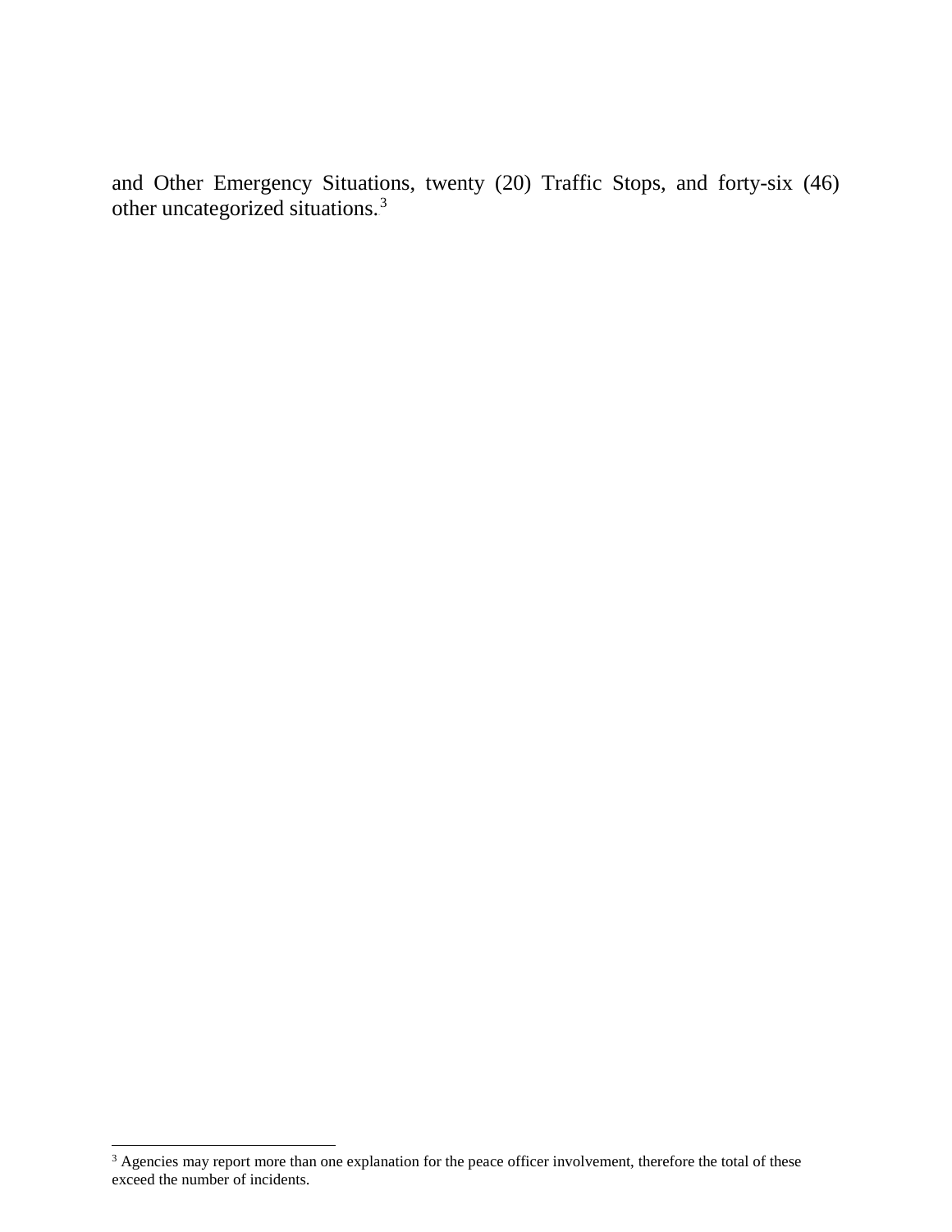and Other Emergency Situations, twenty (20) Traffic Stops, and forty-six (46) other uncategorized situations.[3]

[3] Agencies may report more than one explanation for the peace officer involvement, therefore the total of these exceed the number of incidents.